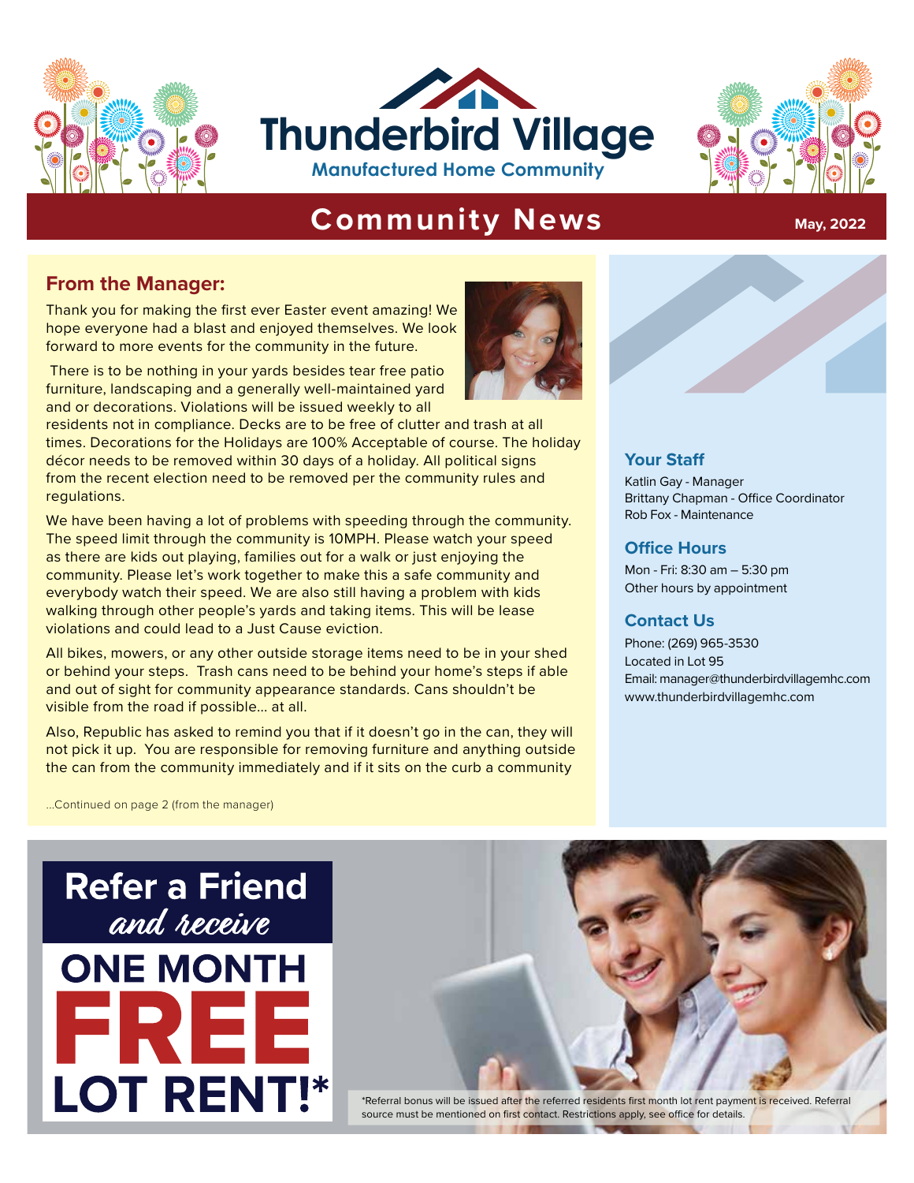# Thunderbird Village

**Manufactured Home Community**

## Community News

May, 2022

### From the Manager:

Thank you for making the first ever Easter event amazing! We hope everyone had a blast and enjoyed themselves. We look forward to more events for the community in the future.

There is to be nothing in your yards besides tear free patio furniture, landscaping and a generally well-maintained yard and or decorations. Violations will be issued weekly to all residents not in compliance. Decks are to be free of clutter and trash at all times. Decorations for the Holidays are 100% Acceptable of course. The holiday décor needs to be removed within 30 days of a holiday. All political signs from the recent election need to be removed per the community rules and regulations.

We have been having a lot of problems with speeding through the community. The speed limit through the community is 10MPH. Please watch your speed as there are kids out playing, families out for a walk or just enjoying the community. Please let's work together to make this a safe community and everybody watch their speed. We are also still having a problem with kids walking through other people's yards and taking items. This will be lease violations and could lead to a Just Cause eviction.

All bikes, mowers, or any other outside storage items need to be in your shed or behind your steps. Trash cans need to be behind your home's steps if able and out of sight for community appearance standards. Cans shouldn't be visible from the road if possible... at all.

Also, Republic has asked to remind you that if it doesn't go in the can, they will not pick it up. You are responsible for removing furniture and anything outside the can from the community immediately and if it sits on the curb a community

...Continued on page 2 (from the manager)

### Your Staff

Katlin Gay - Manager
Brittany Chapman - Office Coordinator
Rob Fox - Maintenance

### Office Hours

Mon - Fri: 8:30 am – 5:30 pm
Other hours by appointment

### Contact Us

Phone: (269) 965-3530
Located in Lot 95
Email: manager@thunderbirdvillagemhc.com
www.thunderbirdvillagemhc.com

## Refer a Friend *and receive* ONE MONTH FREE LOT RENT!*

*Referral bonus will be issued after the referred residents first month lot rent payment is received. Referral source must be mentioned on first contact. Restrictions apply, see office for details.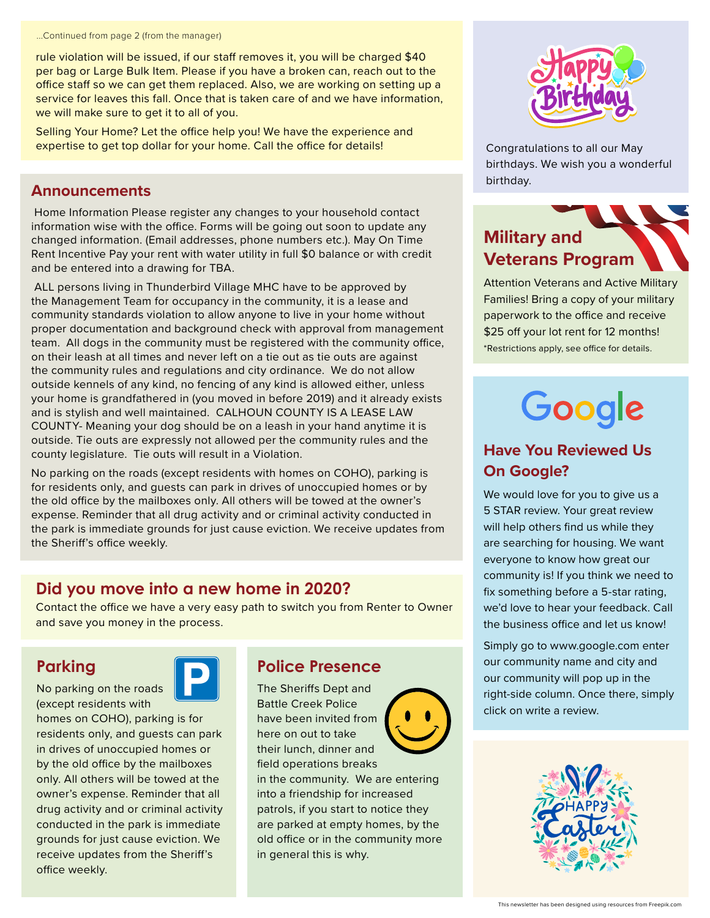...Continued from page 2 (from the manager)

rule violation will be issued, if our staff removes it, you will be charged $40 per bag or Large Bulk Item. Please if you have a broken can, reach out to the office staff so we can get them replaced. Also, we are working on setting up a service for leaves this fall. Once that is taken care of and we have information, we will make sure to get it to all of you.

Selling Your Home? Let the office help you! We have the experience and expertise to get top dollar for your home. Call the office for details!

## Announcements

Home Information Please register any changes to your household contact information wise with the office. Forms will be going out soon to update any changed information. (Email addresses, phone numbers etc.). May On Time Rent Incentive Pay your rent with water utility in full $0 balance or with credit and be entered into a drawing for TBA.

ALL persons living in Thunderbird Village MHC have to be approved by the Management Team for occupancy in the community, it is a lease and community standards violation to allow anyone to live in your home without proper documentation and background check with approval from management team. All dogs in the community must be registered with the community office, on their leash at all times and never left on a tie out as tie outs are against the community rules and regulations and city ordinance. We do not allow outside kennels of any kind, no fencing of any kind is allowed either, unless your home is grandfathered in (you moved in before 2019) and it already exists and is stylish and well maintained. CALHOUN COUNTY IS A LEASE LAW COUNTY- Meaning your dog should be on a leash in your hand anytime it is outside. Tie outs are expressly not allowed per the community rules and the county legislature. Tie outs will result in a Violation.

No parking on the roads (except residents with homes on COHO), parking is for residents only, and guests can park in drives of unoccupied homes or by the old office by the mailboxes only. All others will be towed at the owner's expense. Reminder that all drug activity and or criminal activity conducted in the park is immediate grounds for just cause eviction. We receive updates from the Sheriff's office weekly.

## Did you move into a new home in 2020?

Contact the office we have a very easy path to switch you from Renter to Owner and save you money in the process.

## Parking

No parking on the roads (except residents with homes on COHO), parking is for residents only, and guests can park in drives of unoccupied homes or by the old office by the mailboxes only. All others will be towed at the owner's expense. Reminder that all drug activity and or criminal activity conducted in the park is immediate grounds for just cause eviction. We receive updates from the Sheriff's office weekly.

## Police Presence

The Sheriffs Dept and Battle Creek Police have been invited from here on out to take their lunch, dinner and field operations breaks in the community. We are entering into a friendship for increased patrols, if you start to notice they are parked at empty homes, by the old office or in the community more in general this is why.

Congratulations to all our May birthdays. We wish you a wonderful birthday.

## Military and Veterans Program

Attention Veterans and Active Military Families! Bring a copy of your military paperwork to the office and receive $25 off your lot rent for 12 months!

*Restrictions apply, see office for details.

## Have You Reviewed Us On Google?

We would love for you to give us a 5 STAR review. Your great review will help others find us while they are searching for housing. We want everyone to know how great our community is! If you think we need to fix something before a 5-star rating, we'd love to hear your feedback. Call the business office and let us know!

Simply go to www.google.com enter our community name and city and our community will pop up in the right-side column. Once there, simply click on write a review.

This newsletter has been designed using resources from Freepik.com